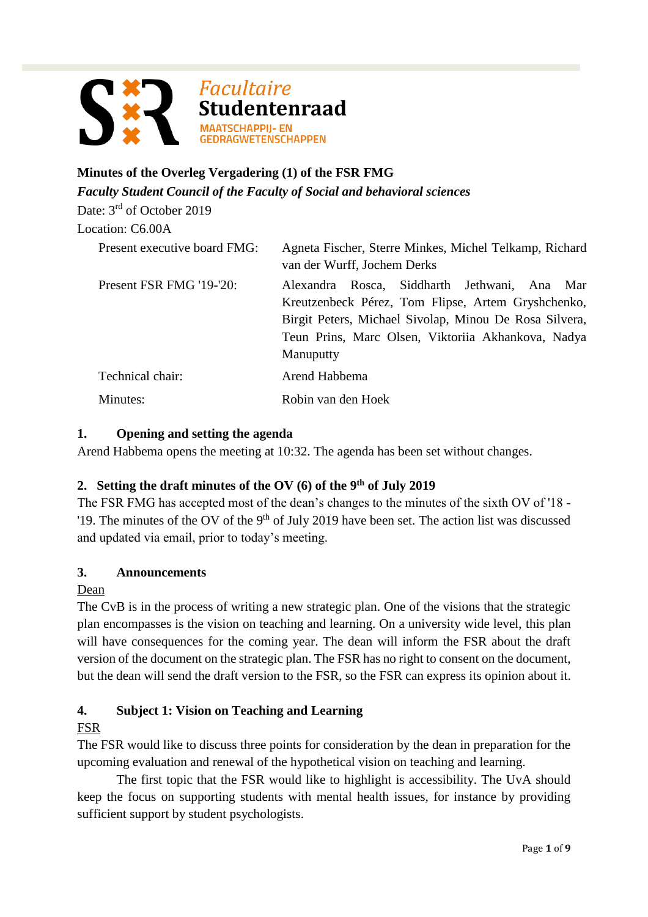Facultaire **Studentenraad**
MAATSCHAPPIJ- EN GEDRAGWETENSCHAPPEN

**Minutes of the Overleg Vergadering (1) of the FSR FMG**

***Faculty Student Council of the Faculty of Social and behavioral sciences***

Date: 3rd of October 2019

Location: C6.00A

| | |
|---|---|
| Present executive board FMG: | Agneta Fischer, Sterre Minkes, Michel Telkamp, Richard van der Wurff, Jochem Derks |
| Present FSR FMG '19-'20: | Alexandra Rosca, Siddharth Jethwani, Ana Mar Kreutzenbeck Pérez, Tom Flipse, Artem Gryshchenko, Birgit Peters, Michael Sivolap, Minou De Rosa Silvera, Teun Prins, Marc Olsen, Viktoriia Akhankova, Nadya Manuputty |
| Technical chair: | Arend Habbema |
| Minutes: | Robin van den Hoek |

## 1. Opening and setting the agenda

Arend Habbema opens the meeting at 10:32. The agenda has been set without changes.

## 2. Setting the draft minutes of the OV (6) of the 9th of July 2019

The FSR FMG has accepted most of the dean's changes to the minutes of the sixth OV of '18 - '19. The minutes of the OV of the 9th of July 2019 have been set. The action list was discussed and updated via email, prior to today's meeting.

## 3. Announcements

Dean

The CvB is in the process of writing a new strategic plan. One of the visions that the strategic plan encompasses is the vision on teaching and learning. On a university wide level, this plan will have consequences for the coming year. The dean will inform the FSR about the draft version of the document on the strategic plan. The FSR has no right to consent on the document, but the dean will send the draft version to the FSR, so the FSR can express its opinion about it.

## 4. Subject 1: Vision on Teaching and Learning

FSR

The FSR would like to discuss three points for consideration by the dean in preparation for the upcoming evaluation and renewal of the hypothetical vision on teaching and learning.

The first topic that the FSR would like to highlight is accessibility. The UvA should keep the focus on supporting students with mental health issues, for instance by providing sufficient support by student psychologists.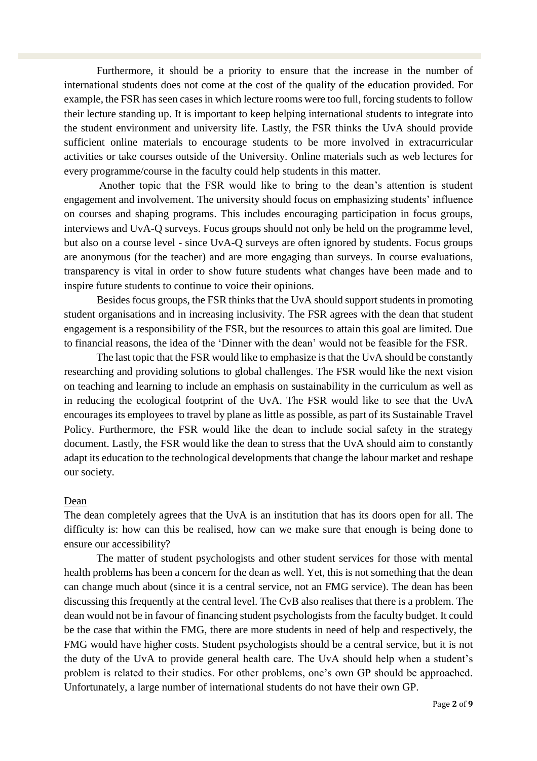Furthermore, it should be a priority to ensure that the increase in the number of international students does not come at the cost of the quality of the education provided. For example, the FSR has seen cases in which lecture rooms were too full, forcing students to follow their lecture standing up. It is important to keep helping international students to integrate into the student environment and university life. Lastly, the FSR thinks the UvA should provide sufficient online materials to encourage students to be more involved in extracurricular activities or take courses outside of the University. Online materials such as web lectures for every programme/course in the faculty could help students in this matter.

Another topic that the FSR would like to bring to the dean's attention is student engagement and involvement. The university should focus on emphasizing students' influence on courses and shaping programs. This includes encouraging participation in focus groups, interviews and UvA-Q surveys. Focus groups should not only be held on the programme level, but also on a course level - since UvA-Q surveys are often ignored by students. Focus groups are anonymous (for the teacher) and are more engaging than surveys. In course evaluations, transparency is vital in order to show future students what changes have been made and to inspire future students to continue to voice their opinions.

Besides focus groups, the FSR thinks that the UvA should support students in promoting student organisations and in increasing inclusivity. The FSR agrees with the dean that student engagement is a responsibility of the FSR, but the resources to attain this goal are limited. Due to financial reasons, the idea of the 'Dinner with the dean' would not be feasible for the FSR.

The last topic that the FSR would like to emphasize is that the UvA should be constantly researching and providing solutions to global challenges. The FSR would like the next vision on teaching and learning to include an emphasis on sustainability in the curriculum as well as in reducing the ecological footprint of the UvA. The FSR would like to see that the UvA encourages its employees to travel by plane as little as possible, as part of its Sustainable Travel Policy. Furthermore, the FSR would like the dean to include social safety in the strategy document. Lastly, the FSR would like the dean to stress that the UvA should aim to constantly adapt its education to the technological developments that change the labour market and reshape our society.

Dean

The dean completely agrees that the UvA is an institution that has its doors open for all. The difficulty is: how can this be realised, how can we make sure that enough is being done to ensure our accessibility?

The matter of student psychologists and other student services for those with mental health problems has been a concern for the dean as well. Yet, this is not something that the dean can change much about (since it is a central service, not an FMG service). The dean has been discussing this frequently at the central level. The CvB also realises that there is a problem. The dean would not be in favour of financing student psychologists from the faculty budget. It could be the case that within the FMG, there are more students in need of help and respectively, the FMG would have higher costs. Student psychologists should be a central service, but it is not the duty of the UvA to provide general health care. The UvA should help when a student's problem is related to their studies. For other problems, one's own GP should be approached. Unfortunately, a large number of international students do not have their own GP.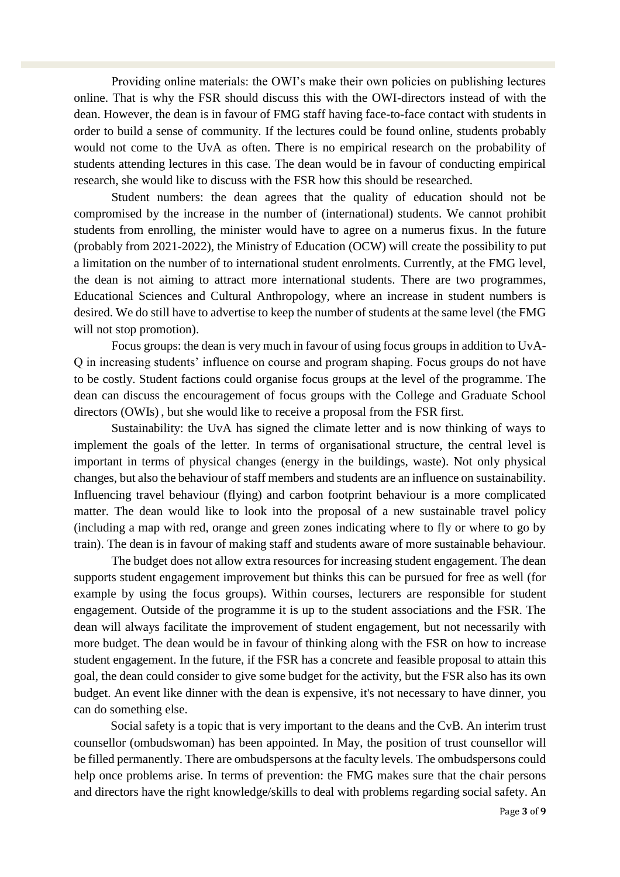Providing online materials: the OWI's make their own policies on publishing lectures online. That is why the FSR should discuss this with the OWI-directors instead of with the dean. However, the dean is in favour of FMG staff having face-to-face contact with students in order to build a sense of community. If the lectures could be found online, students probably would not come to the UvA as often. There is no empirical research on the probability of students attending lectures in this case. The dean would be in favour of conducting empirical research, she would like to discuss with the FSR how this should be researched.

Student numbers: the dean agrees that the quality of education should not be compromised by the increase in the number of (international) students. We cannot prohibit students from enrolling, the minister would have to agree on a numerus fixus. In the future (probably from 2021-2022), the Ministry of Education (OCW) will create the possibility to put a limitation on the number of to international student enrolments. Currently, at the FMG level, the dean is not aiming to attract more international students. There are two programmes, Educational Sciences and Cultural Anthropology, where an increase in student numbers is desired. We do still have to advertise to keep the number of students at the same level (the FMG will not stop promotion).

Focus groups: the dean is very much in favour of using focus groups in addition to UvA-Q in increasing students' influence on course and program shaping. Focus groups do not have to be costly. Student factions could organise focus groups at the level of the programme. The dean can discuss the encouragement of focus groups with the College and Graduate School directors (OWIs) , but she would like to receive a proposal from the FSR first.

Sustainability: the UvA has signed the climate letter and is now thinking of ways to implement the goals of the letter. In terms of organisational structure, the central level is important in terms of physical changes (energy in the buildings, waste). Not only physical changes, but also the behaviour of staff members and students are an influence on sustainability. Influencing travel behaviour (flying) and carbon footprint behaviour is a more complicated matter. The dean would like to look into the proposal of a new sustainable travel policy (including a map with red, orange and green zones indicating where to fly or where to go by train). The dean is in favour of making staff and students aware of more sustainable behaviour.

The budget does not allow extra resources for increasing student engagement. The dean supports student engagement improvement but thinks this can be pursued for free as well (for example by using the focus groups). Within courses, lecturers are responsible for student engagement. Outside of the programme it is up to the student associations and the FSR. The dean will always facilitate the improvement of student engagement, but not necessarily with more budget. The dean would be in favour of thinking along with the FSR on how to increase student engagement. In the future, if the FSR has a concrete and feasible proposal to attain this goal, the dean could consider to give some budget for the activity, but the FSR also has its own budget. An event like dinner with the dean is expensive, it's not necessary to have dinner, you can do something else.

Social safety is a topic that is very important to the deans and the CvB. An interim trust counsellor (ombudswoman) has been appointed. In May, the position of trust counsellor will be filled permanently. There are ombudspersons at the faculty levels. The ombudspersons could help once problems arise. In terms of prevention: the FMG makes sure that the chair persons and directors have the right knowledge/skills to deal with problems regarding social safety. An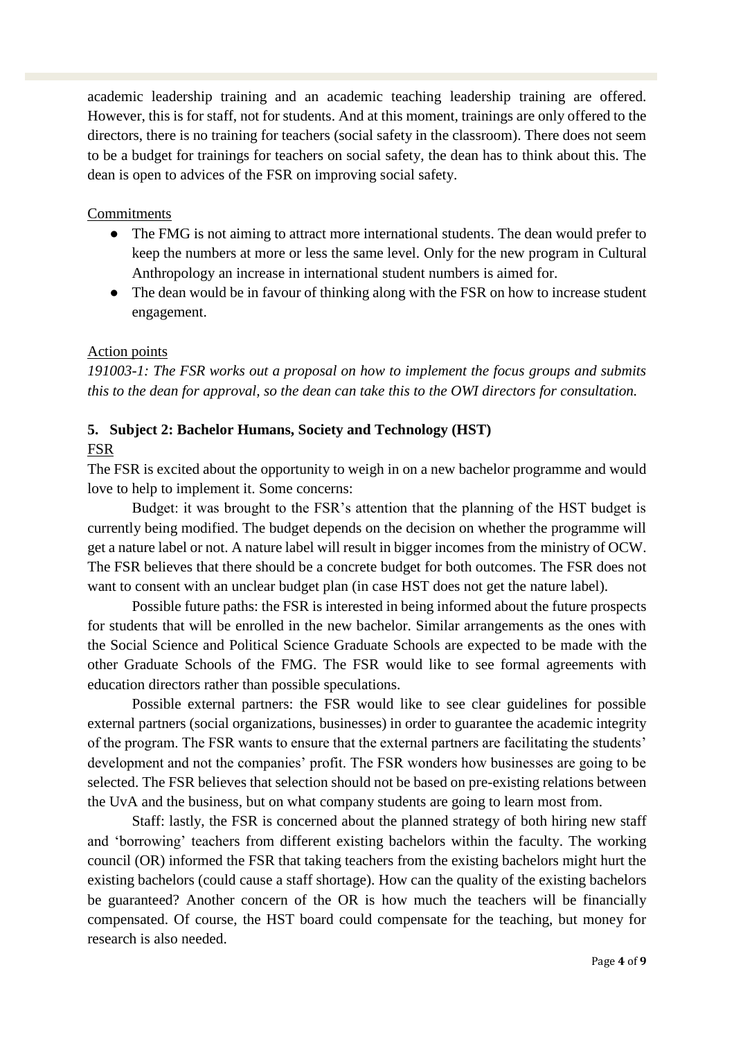academic leadership training and an academic teaching leadership training are offered. However, this is for staff, not for students. And at this moment, trainings are only offered to the directors, there is no training for teachers (social safety in the classroom). There does not seem to be a budget for trainings for teachers on social safety, the dean has to think about this. The dean is open to advices of the FSR on improving social safety.

Commitments

- The FMG is not aiming to attract more international students. The dean would prefer to keep the numbers at more or less the same level. Only for the new program in Cultural Anthropology an increase in international student numbers is aimed for.
- The dean would be in favour of thinking along with the FSR on how to increase student engagement.

Action points

*191003-1: The FSR works out a proposal on how to implement the focus groups and submits this to the dean for approval, so the dean can take this to the OWI directors for consultation.*

## 5. Subject 2: Bachelor Humans, Society and Technology (HST)

FSR

The FSR is excited about the opportunity to weigh in on a new bachelor programme and would love to help to implement it. Some concerns:

Budget: it was brought to the FSR's attention that the planning of the HST budget is currently being modified. The budget depends on the decision on whether the programme will get a nature label or not. A nature label will result in bigger incomes from the ministry of OCW. The FSR believes that there should be a concrete budget for both outcomes. The FSR does not want to consent with an unclear budget plan (in case HST does not get the nature label).

Possible future paths: the FSR is interested in being informed about the future prospects for students that will be enrolled in the new bachelor. Similar arrangements as the ones with the Social Science and Political Science Graduate Schools are expected to be made with the other Graduate Schools of the FMG. The FSR would like to see formal agreements with education directors rather than possible speculations.

Possible external partners: the FSR would like to see clear guidelines for possible external partners (social organizations, businesses) in order to guarantee the academic integrity of the program. The FSR wants to ensure that the external partners are facilitating the students' development and not the companies' profit. The FSR wonders how businesses are going to be selected. The FSR believes that selection should not be based on pre-existing relations between the UvA and the business, but on what company students are going to learn most from.

Staff: lastly, the FSR is concerned about the planned strategy of both hiring new staff and 'borrowing' teachers from different existing bachelors within the faculty. The working council (OR) informed the FSR that taking teachers from the existing bachelors might hurt the existing bachelors (could cause a staff shortage). How can the quality of the existing bachelors be guaranteed? Another concern of the OR is how much the teachers will be financially compensated. Of course, the HST board could compensate for the teaching, but money for research is also needed.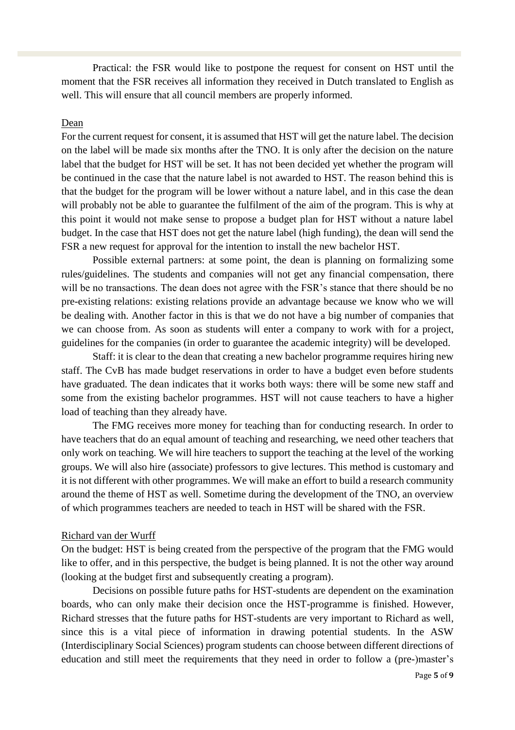Practical: the FSR would like to postpone the request for consent on HST until the moment that the FSR receives all information they received in Dutch translated to English as well. This will ensure that all council members are properly informed.

Dean

For the current request for consent, it is assumed that HST will get the nature label. The decision on the label will be made six months after the TNO. It is only after the decision on the nature label that the budget for HST will be set. It has not been decided yet whether the program will be continued in the case that the nature label is not awarded to HST. The reason behind this is that the budget for the program will be lower without a nature label, and in this case the dean will probably not be able to guarantee the fulfilment of the aim of the program. This is why at this point it would not make sense to propose a budget plan for HST without a nature label budget. In the case that HST does not get the nature label (high funding), the dean will send the FSR a new request for approval for the intention to install the new bachelor HST.

Possible external partners: at some point, the dean is planning on formalizing some rules/guidelines. The students and companies will not get any financial compensation, there will be no transactions. The dean does not agree with the FSR's stance that there should be no pre-existing relations: existing relations provide an advantage because we know who we will be dealing with. Another factor in this is that we do not have a big number of companies that we can choose from. As soon as students will enter a company to work with for a project, guidelines for the companies (in order to guarantee the academic integrity) will be developed.

Staff: it is clear to the dean that creating a new bachelor programme requires hiring new staff. The CvB has made budget reservations in order to have a budget even before students have graduated. The dean indicates that it works both ways: there will be some new staff and some from the existing bachelor programmes. HST will not cause teachers to have a higher load of teaching than they already have.

The FMG receives more money for teaching than for conducting research. In order to have teachers that do an equal amount of teaching and researching, we need other teachers that only work on teaching. We will hire teachers to support the teaching at the level of the working groups. We will also hire (associate) professors to give lectures. This method is customary and it is not different with other programmes. We will make an effort to build a research community around the theme of HST as well. Sometime during the development of the TNO, an overview of which programmes teachers are needed to teach in HST will be shared with the FSR.

Richard van der Wurff

On the budget: HST is being created from the perspective of the program that the FMG would like to offer, and in this perspective, the budget is being planned. It is not the other way around (looking at the budget first and subsequently creating a program).

Decisions on possible future paths for HST-students are dependent on the examination boards, who can only make their decision once the HST-programme is finished. However, Richard stresses that the future paths for HST-students are very important to Richard as well, since this is a vital piece of information in drawing potential students. In the ASW (Interdisciplinary Social Sciences) program students can choose between different directions of education and still meet the requirements that they need in order to follow a (pre-)master's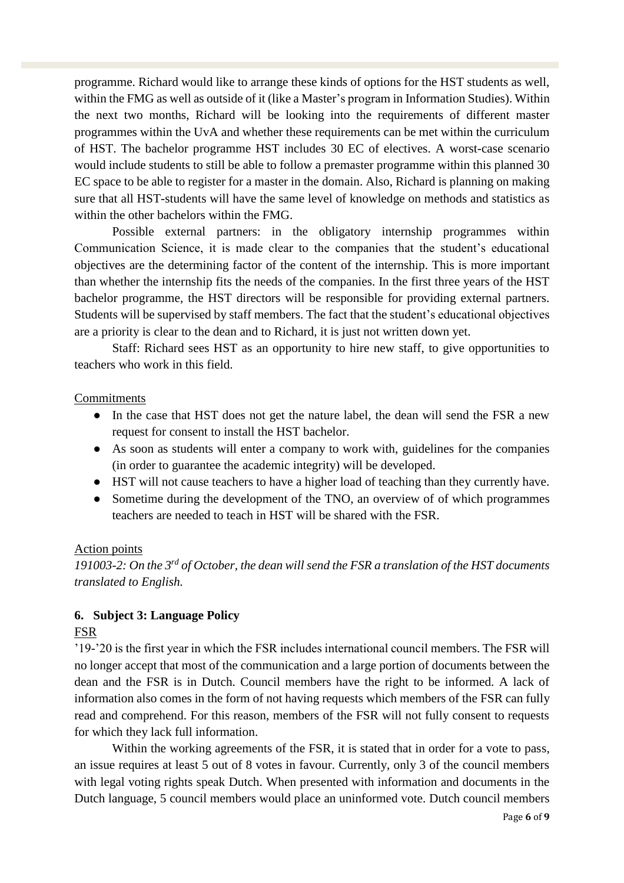programme. Richard would like to arrange these kinds of options for the HST students as well, within the FMG as well as outside of it (like a Master's program in Information Studies). Within the next two months, Richard will be looking into the requirements of different master programmes within the UvA and whether these requirements can be met within the curriculum of HST. The bachelor programme HST includes 30 EC of electives. A worst-case scenario would include students to still be able to follow a premaster programme within this planned 30 EC space to be able to register for a master in the domain. Also, Richard is planning on making sure that all HST-students will have the same level of knowledge on methods and statistics as within the other bachelors within the FMG.

Possible external partners: in the obligatory internship programmes within Communication Science, it is made clear to the companies that the student's educational objectives are the determining factor of the content of the internship. This is more important than whether the internship fits the needs of the companies. In the first three years of the HST bachelor programme, the HST directors will be responsible for providing external partners. Students will be supervised by staff members. The fact that the student's educational objectives are a priority is clear to the dean and to Richard, it is just not written down yet.

Staff: Richard sees HST as an opportunity to hire new staff, to give opportunities to teachers who work in this field.

<u>Commitments</u>

- In the case that HST does not get the nature label, the dean will send the FSR a new request for consent to install the HST bachelor.
- As soon as students will enter a company to work with, guidelines for the companies (in order to guarantee the academic integrity) will be developed.
- HST will not cause teachers to have a higher load of teaching than they currently have.
- Sometime during the development of the TNO, an overview of of which programmes teachers are needed to teach in HST will be shared with the FSR.

<u>Action points</u>

*191003-2: On the 3rd of October, the dean will send the FSR a translation of the HST documents translated to English.*

## 6. Subject 3: Language Policy

<u>FSR</u>

'19-'20 is the first year in which the FSR includes international council members. The FSR will no longer accept that most of the communication and a large portion of documents between the dean and the FSR is in Dutch. Council members have the right to be informed. A lack of information also comes in the form of not having requests which members of the FSR can fully read and comprehend. For this reason, members of the FSR will not fully consent to requests for which they lack full information.

Within the working agreements of the FSR, it is stated that in order for a vote to pass, an issue requires at least 5 out of 8 votes in favour. Currently, only 3 of the council members with legal voting rights speak Dutch. When presented with information and documents in the Dutch language, 5 council members would place an uninformed vote. Dutch council members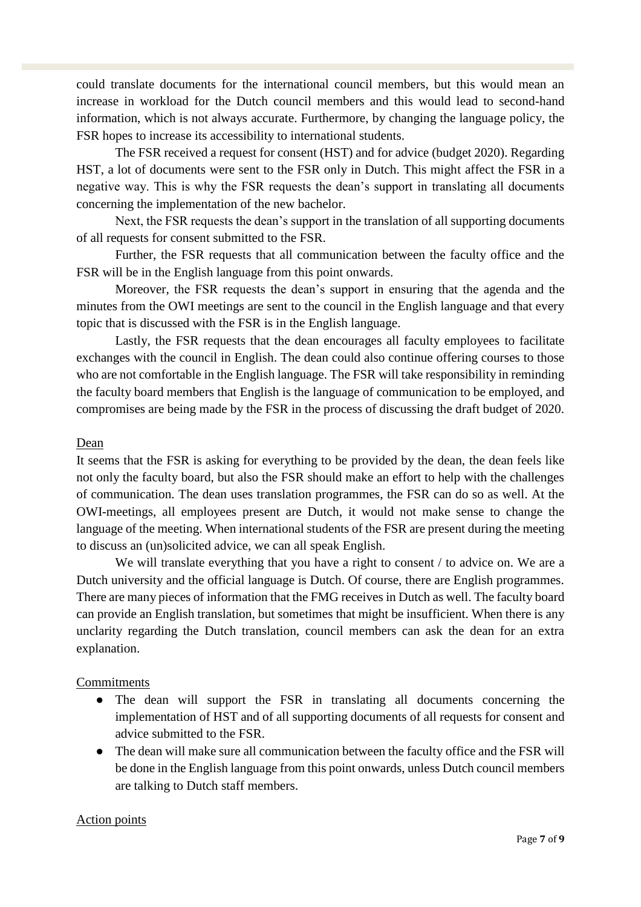could translate documents for the international council members, but this would mean an increase in workload for the Dutch council members and this would lead to second-hand information, which is not always accurate. Furthermore, by changing the language policy, the FSR hopes to increase its accessibility to international students.

The FSR received a request for consent (HST) and for advice (budget 2020). Regarding HST, a lot of documents were sent to the FSR only in Dutch. This might affect the FSR in a negative way. This is why the FSR requests the dean's support in translating all documents concerning the implementation of the new bachelor.

Next, the FSR requests the dean's support in the translation of all supporting documents of all requests for consent submitted to the FSR.

Further, the FSR requests that all communication between the faculty office and the FSR will be in the English language from this point onwards.

Moreover, the FSR requests the dean's support in ensuring that the agenda and the minutes from the OWI meetings are sent to the council in the English language and that every topic that is discussed with the FSR is in the English language.

Lastly, the FSR requests that the dean encourages all faculty employees to facilitate exchanges with the council in English. The dean could also continue offering courses to those who are not comfortable in the English language. The FSR will take responsibility in reminding the faculty board members that English is the language of communication to be employed, and compromises are being made by the FSR in the process of discussing the draft budget of 2020.

<u>Dean</u>

It seems that the FSR is asking for everything to be provided by the dean, the dean feels like not only the faculty board, but also the FSR should make an effort to help with the challenges of communication. The dean uses translation programmes, the FSR can do so as well. At the OWI-meetings, all employees present are Dutch, it would not make sense to change the language of the meeting. When international students of the FSR are present during the meeting to discuss an (un)solicited advice, we can all speak English.

We will translate everything that you have a right to consent / to advice on. We are a Dutch university and the official language is Dutch. Of course, there are English programmes. There are many pieces of information that the FMG receives in Dutch as well. The faculty board can provide an English translation, but sometimes that might be insufficient. When there is any unclarity regarding the Dutch translation, council members can ask the dean for an extra explanation.

<u>Commitments</u>

- The dean will support the FSR in translating all documents concerning the implementation of HST and of all supporting documents of all requests for consent and advice submitted to the FSR.
- The dean will make sure all communication between the faculty office and the FSR will be done in the English language from this point onwards, unless Dutch council members are talking to Dutch staff members.

<u>Action points</u>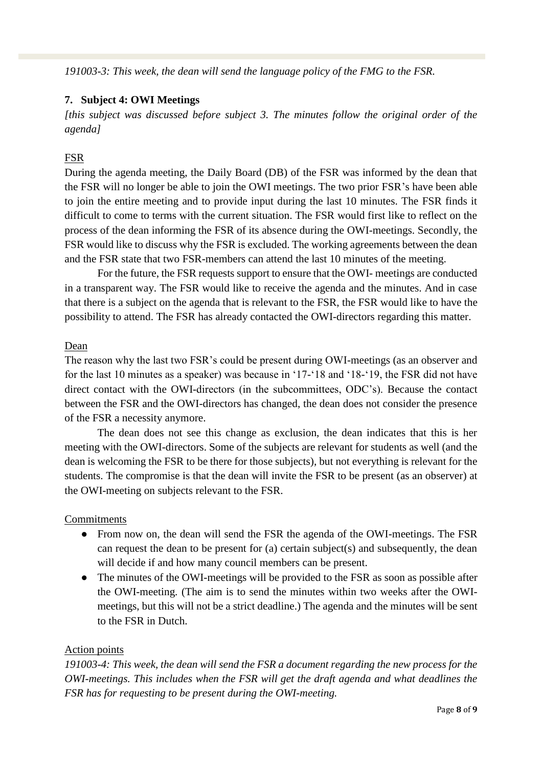*191003-3: This week, the dean will send the language policy of the FMG to the FSR.*

## 7. Subject 4: OWI Meetings

*[this subject was discussed before subject 3. The minutes follow the original order of the agenda]*

FSR

During the agenda meeting, the Daily Board (DB) of the FSR was informed by the dean that the FSR will no longer be able to join the OWI meetings. The two prior FSR's have been able to join the entire meeting and to provide input during the last 10 minutes. The FSR finds it difficult to come to terms with the current situation. The FSR would first like to reflect on the process of the dean informing the FSR of its absence during the OWI-meetings. Secondly, the FSR would like to discuss why the FSR is excluded. The working agreements between the dean and the FSR state that two FSR-members can attend the last 10 minutes of the meeting.

For the future, the FSR requests support to ensure that the OWI- meetings are conducted in a transparent way. The FSR would like to receive the agenda and the minutes. And in case that there is a subject on the agenda that is relevant to the FSR, the FSR would like to have the possibility to attend. The FSR has already contacted the OWI-directors regarding this matter.

Dean

The reason why the last two FSR's could be present during OWI-meetings (as an observer and for the last 10 minutes as a speaker) was because in '17-'18 and '18-'19, the FSR did not have direct contact with the OWI-directors (in the subcommittees, ODC's). Because the contact between the FSR and the OWI-directors has changed, the dean does not consider the presence of the FSR a necessity anymore.

The dean does not see this change as exclusion, the dean indicates that this is her meeting with the OWI-directors. Some of the subjects are relevant for students as well (and the dean is welcoming the FSR to be there for those subjects), but not everything is relevant for the students. The compromise is that the dean will invite the FSR to be present (as an observer) at the OWI-meeting on subjects relevant to the FSR.

Commitments

- From now on, the dean will send the FSR the agenda of the OWI-meetings. The FSR can request the dean to be present for (a) certain subject(s) and subsequently, the dean will decide if and how many council members can be present.
- The minutes of the OWI-meetings will be provided to the FSR as soon as possible after the OWI-meeting. (The aim is to send the minutes within two weeks after the OWI-meetings, but this will not be a strict deadline.) The agenda and the minutes will be sent to the FSR in Dutch.

Action points

*191003-4: This week, the dean will send the FSR a document regarding the new process for the OWI-meetings. This includes when the FSR will get the draft agenda and what deadlines the FSR has for requesting to be present during the OWI-meeting.*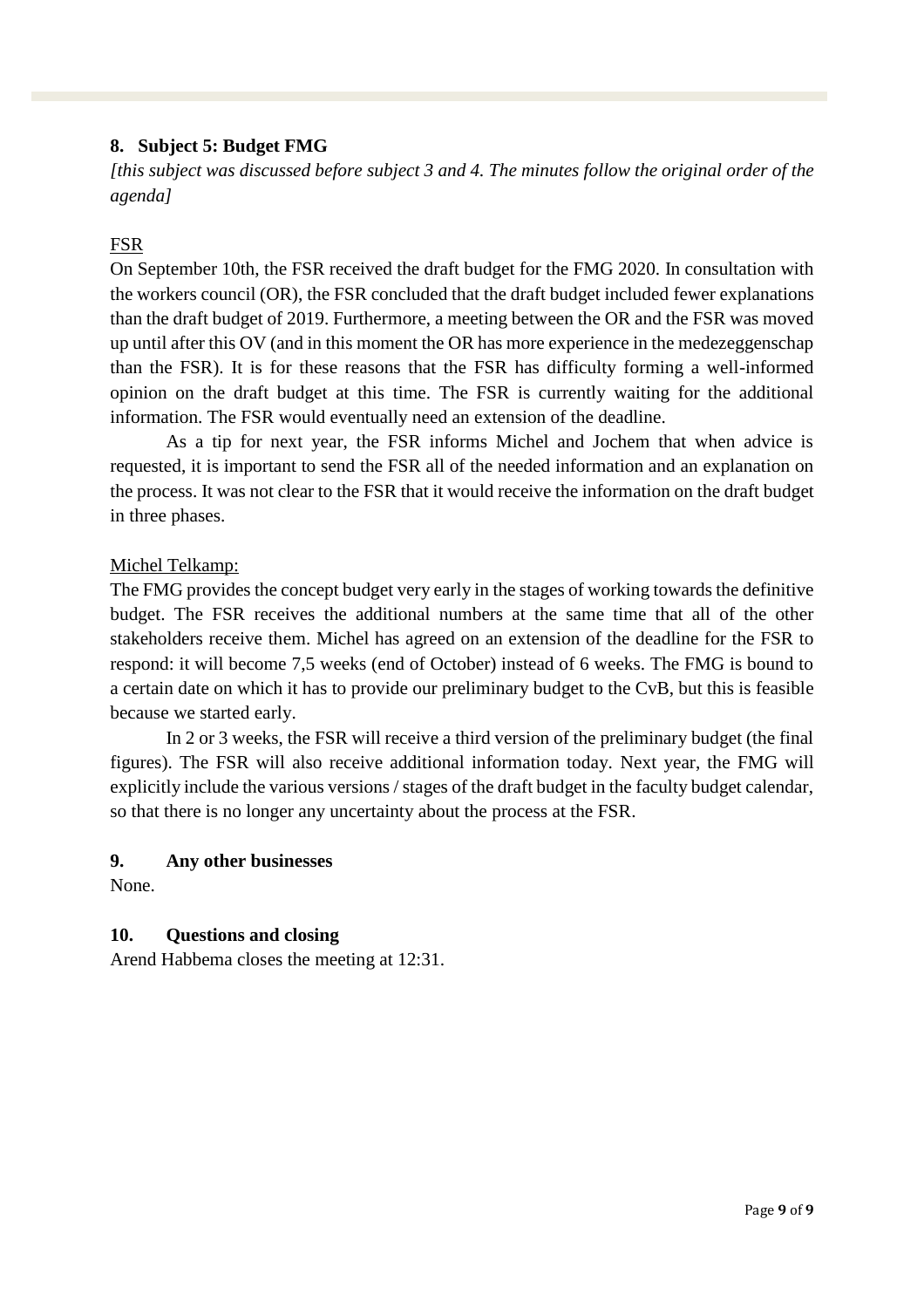## 8. Subject 5: Budget FMG

*[this subject was discussed before subject 3 and 4. The minutes follow the original order of the agenda]*

<u>FSR</u>

On September 10th, the FSR received the draft budget for the FMG 2020. In consultation with the workers council (OR), the FSR concluded that the draft budget included fewer explanations than the draft budget of 2019. Furthermore, a meeting between the OR and the FSR was moved up until after this OV (and in this moment the OR has more experience in the medezeggenschap than the FSR). It is for these reasons that the FSR has difficulty forming a well-informed opinion on the draft budget at this time. The FSR is currently waiting for the additional information. The FSR would eventually need an extension of the deadline.

As a tip for next year, the FSR informs Michel and Jochem that when advice is requested, it is important to send the FSR all of the needed information and an explanation on the process. It was not clear to the FSR that it would receive the information on the draft budget in three phases.

<u>Michel Telkamp:</u>

The FMG provides the concept budget very early in the stages of working towards the definitive budget. The FSR receives the additional numbers at the same time that all of the other stakeholders receive them. Michel has agreed on an extension of the deadline for the FSR to respond: it will become 7,5 weeks (end of October) instead of 6 weeks. The FMG is bound to a certain date on which it has to provide our preliminary budget to the CvB, but this is feasible because we started early.

In 2 or 3 weeks, the FSR will receive a third version of the preliminary budget (the final figures). The FSR will also receive additional information today. Next year, the FMG will explicitly include the various versions / stages of the draft budget in the faculty budget calendar, so that there is no longer any uncertainty about the process at the FSR.

## 9. Any other businesses

None.

## 10. Questions and closing

Arend Habbema closes the meeting at 12:31.